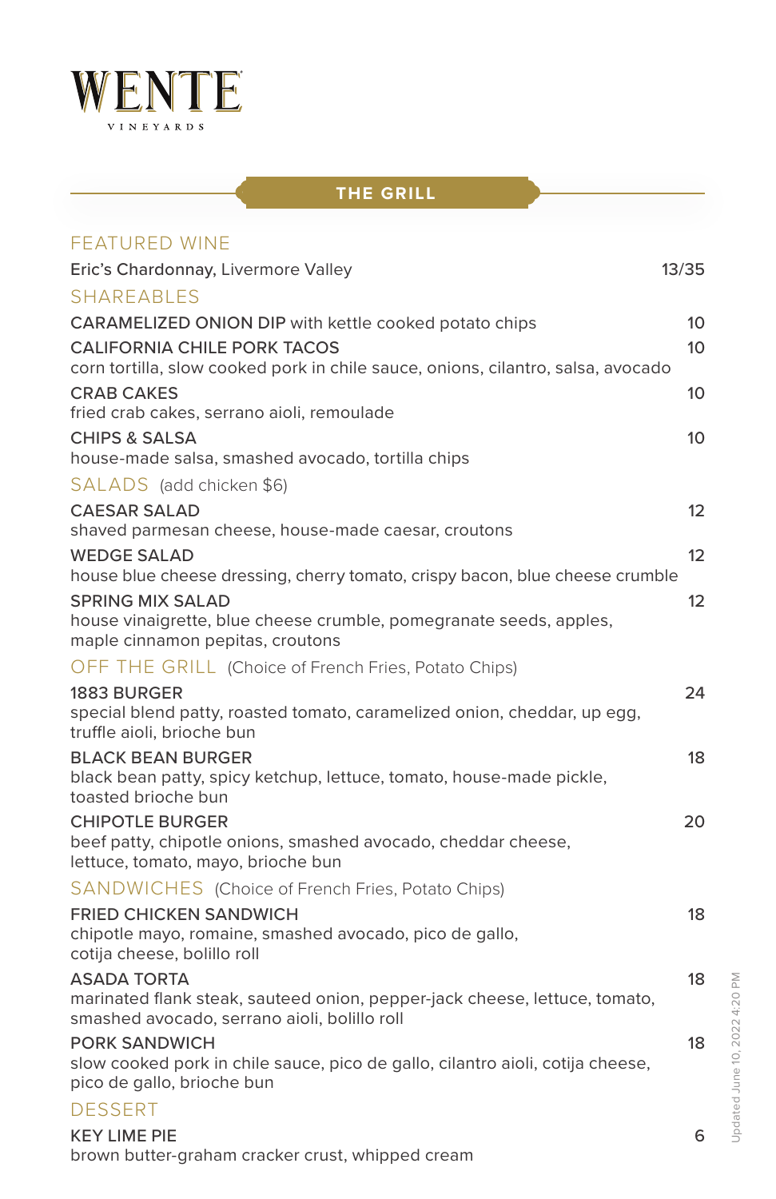# WENTE
VINEYARDS

## THE GRILL

### FEATURED WINE

Eric's Chardonnay, Livermore Valley 13/35

### SHAREABLES

CARAMELIZED ONION DIP with kettle cooked potato chips 10

CALIFORNIA CHILE PORK TACOS 10
corn tortilla, slow cooked pork in chile sauce, onions, cilantro, salsa, avocado

CRAB CAKES 10
fried crab cakes, serrano aioli, remoulade

CHIPS & SALSA 10
house-made salsa, smashed avocado, tortilla chips

### SALADS (add chicken $6)

CAESAR SALAD 12
shaved parmesan cheese, house-made caesar, croutons

WEDGE SALAD 12
house blue cheese dressing, cherry tomato, crispy bacon, blue cheese crumble

SPRING MIX SALAD 12
house vinaigrette, blue cheese crumble, pomegranate seeds, apples, maple cinnamon pepitas, croutons

### OFF THE GRILL (Choice of French Fries, Potato Chips)

1883 BURGER 24
special blend patty, roasted tomato, caramelized onion, cheddar, up egg, truffle aioli, brioche bun

BLACK BEAN BURGER 18
black bean patty, spicy ketchup, lettuce, tomato, house-made pickle, toasted brioche bun

CHIPOTLE BURGER 20
beef patty, chipotle onions, smashed avocado, cheddar cheese, lettuce, tomato, mayo, brioche bun

### SANDWICHES (Choice of French Fries, Potato Chips)

FRIED CHICKEN SANDWICH 18
chipotle mayo, romaine, smashed avocado, pico de gallo, cotija cheese, bolillo roll

ASADA TORTA 18
marinated flank steak, sauteed onion, pepper-jack cheese, lettuce, tomato, smashed avocado, serrano aioli, bolillo roll

PORK SANDWICH 18
slow cooked pork in chile sauce, pico de gallo, cilantro aioli, cotija cheese, pico de gallo, brioche bun

### DESSERT

KEY LIME PIE 6
brown butter-graham cracker crust, whipped cream

Updated June 10, 2022 4:20 PM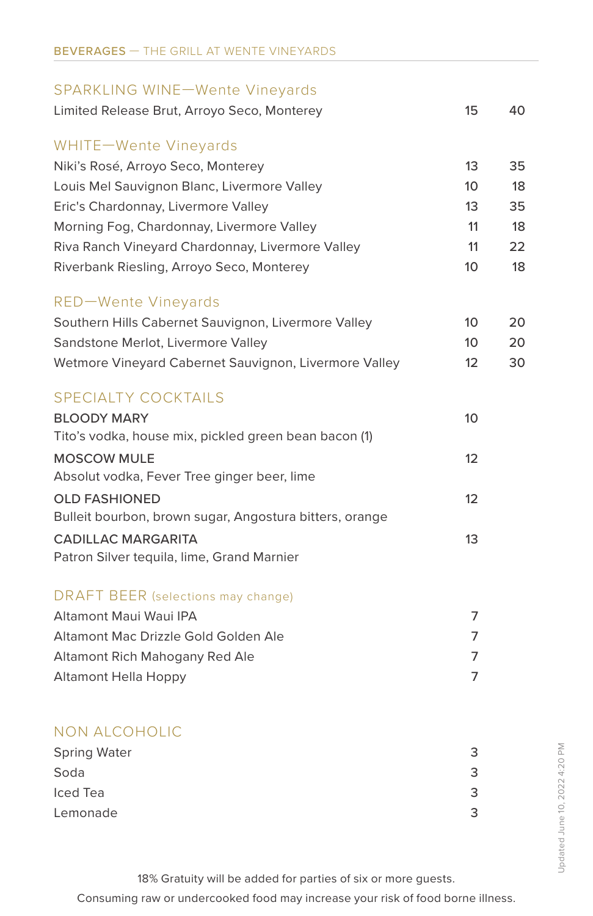BEVERAGES — THE GRILL AT WENTE VINEYARDS

## SPARKLING WINE—Wente Vineyards

| | | |
|---|---|---|
| Limited Release Brut, Arroyo Seco, Monterey | 15 | 40 |

## WHITE—Wente Vineyards

| | | |
|---|---|---|
| Niki's Rosé, Arroyo Seco, Monterey | 13 | 35 |
| Louis Mel Sauvignon Blanc, Livermore Valley | 10 | 18 |
| Eric's Chardonnay, Livermore Valley | 13 | 35 |
| Morning Fog, Chardonnay, Livermore Valley | 11 | 18 |
| Riva Ranch Vineyard Chardonnay, Livermore Valley | 11 | 22 |
| Riverbank Riesling, Arroyo Seco, Monterey | 10 | 18 |

## RED—Wente Vineyards

| | | |
|---|---|---|
| Southern Hills Cabernet Sauvignon, Livermore Valley | 10 | 20 |
| Sandstone Merlot, Livermore Valley | 10 | 20 |
| Wetmore Vineyard Cabernet Sauvignon, Livermore Valley | 12 | 30 |

## SPECIALTY COCKTAILS

**BLOODY MARY** 10
Tito's vodka, house mix, pickled green bean bacon (1)

**MOSCOW MULE** 12
Absolut vodka, Fever Tree ginger beer, lime

**OLD FASHIONED** 12
Bulleit bourbon, brown sugar, Angostura bitters, orange

**CADILLAC MARGARITA** 13
Patron Silver tequila, lime, Grand Marnier

## DRAFT BEER (selections may change)

| | |
|---|---|
| Altamont Maui Waui IPA | 7 |
| Altamont Mac Drizzle Gold Golden Ale | 7 |
| Altamont Rich Mahogany Red Ale | 7 |
| Altamont Hella Hoppy | 7 |

## NON ALCOHOLIC

| | |
|---|---|
| Spring Water | 3 |
| Soda | 3 |
| Iced Tea | 3 |
| Lemonade | 3 |

Updated June 10, 2022 4:20 PM

18% Gratuity will be added for parties of six or more guests.

Consuming raw or undercooked food may increase your risk of food borne illness.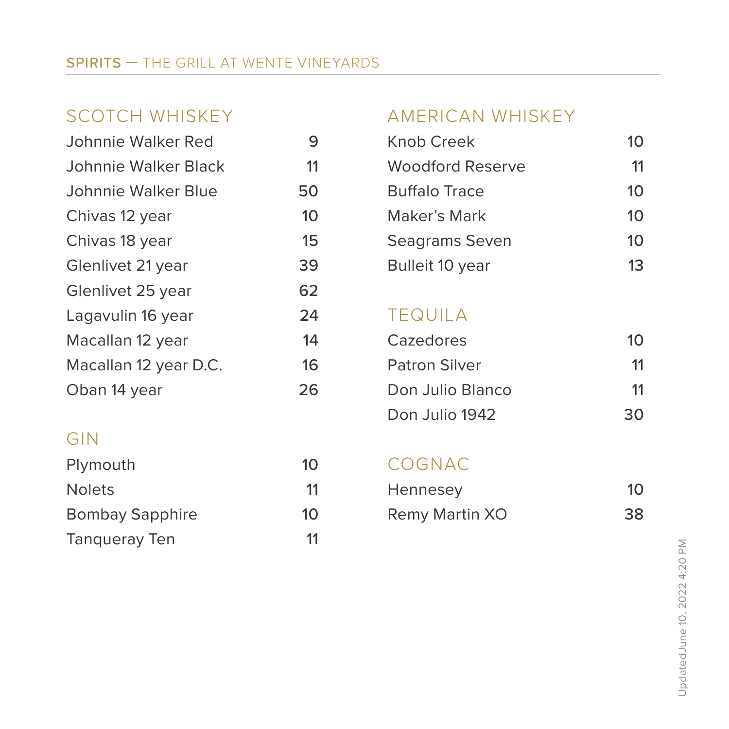# SPIRITS — THE GRILL AT WENTE VINEYARDS

## SCOTCH WHISKEY

| Item | Price |
|---|---|
| Johnnie Walker Red | 9 |
| Johnnie Walker Black | 11 |
| Johnnie Walker Blue | 50 |
| Chivas 12 year | 10 |
| Chivas 18 year | 15 |
| Glenlivet 21 year | 39 |
| Glenlivet 25 year | 62 |
| Lagavulin 16 year | 24 |
| Macallan 12 year | 14 |
| Macallan 12 year D.C. | 16 |
| Oban 14 year | 26 |

## GIN

| Item | Price |
|---|---|
| Plymouth | 10 |
| Nolets | 11 |
| Bombay Sapphire | 10 |
| Tanqueray Ten | 11 |

## AMERICAN WHISKEY

| Item | Price |
|---|---|
| Knob Creek | 10 |
| Woodford Reserve | 11 |
| Buffalo Trace | 10 |
| Maker's Mark | 10 |
| Seagrams Seven | 10 |
| Bulleit 10 year | 13 |

## TEQUILA

| Item | Price |
|---|---|
| Cazedores | 10 |
| Patron Silver | 11 |
| Don Julio Blanco | 11 |
| Don Julio 1942 | 30 |

## COGNAC

| Item | Price |
|---|---|
| Hennesey | 10 |
| Remy Martin XO | 38 |

Updated June 10, 2022 4:20 PM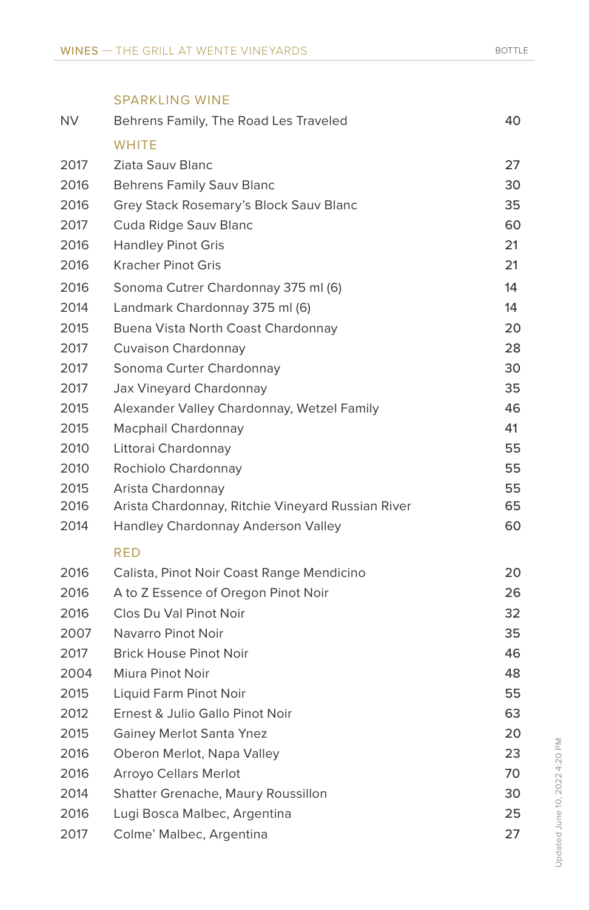# WINES — THE GRILL AT WENTE VINEYARDS

| | | BOTTLE |
|---|---|---|
| | **SPARKLING WINE** | |
| NV | Behrens Family, The Road Les Traveled | 40 |
| | **WHITE** | |
| 2017 | Ziata Sauv Blanc | 27 |
| 2016 | Behrens Family Sauv Blanc | 30 |
| 2016 | Grey Stack Rosemary's Block Sauv Blanc | 35 |
| 2017 | Cuda Ridge Sauv Blanc | 60 |
| 2016 | Handley Pinot Gris | 21 |
| 2016 | Kracher Pinot Gris | 21 |
| 2016 | Sonoma Cutrer Chardonnay 375 ml (6) | 14 |
| 2014 | Landmark Chardonnay 375 ml (6) | 14 |
| 2015 | Buena Vista North Coast Chardonnay | 20 |
| 2017 | Cuvaison Chardonnay | 28 |
| 2017 | Sonoma Curter Chardonnay | 30 |
| 2017 | Jax Vineyard Chardonnay | 35 |
| 2015 | Alexander Valley Chardonnay, Wetzel Family | 46 |
| 2015 | Macphail Chardonnay | 41 |
| 2010 | Littorai Chardonnay | 55 |
| 2010 | Rochiolo Chardonnay | 55 |
| 2015 | Arista Chardonnay | 55 |
| 2016 | Arista Chardonnay, Ritchie Vineyard Russian River | 65 |
| 2014 | Handley Chardonnay Anderson Valley | 60 |
| | **RED** | |
| 2016 | Calista, Pinot Noir Coast Range Mendicino | 20 |
| 2016 | A to Z Essence of Oregon Pinot Noir | 26 |
| 2016 | Clos Du Val Pinot Noir | 32 |
| 2007 | Navarro Pinot Noir | 35 |
| 2017 | Brick House Pinot Noir | 46 |
| 2004 | Miura Pinot Noir | 48 |
| 2015 | Liquid Farm Pinot Noir | 55 |
| 2012 | Ernest & Julio Gallo Pinot Noir | 63 |
| 2015 | Gainey Merlot Santa Ynez | 20 |
| 2016 | Oberon Merlot, Napa Valley | 23 |
| 2016 | Arroyo Cellars Merlot | 70 |
| 2014 | Shatter Grenache, Maury Roussillon | 30 |
| 2016 | Lugi Bosca Malbec, Argentina | 25 |
| 2017 | Colme' Malbec, Argentina | 27 |

Updated June 10, 2022 4:20 PM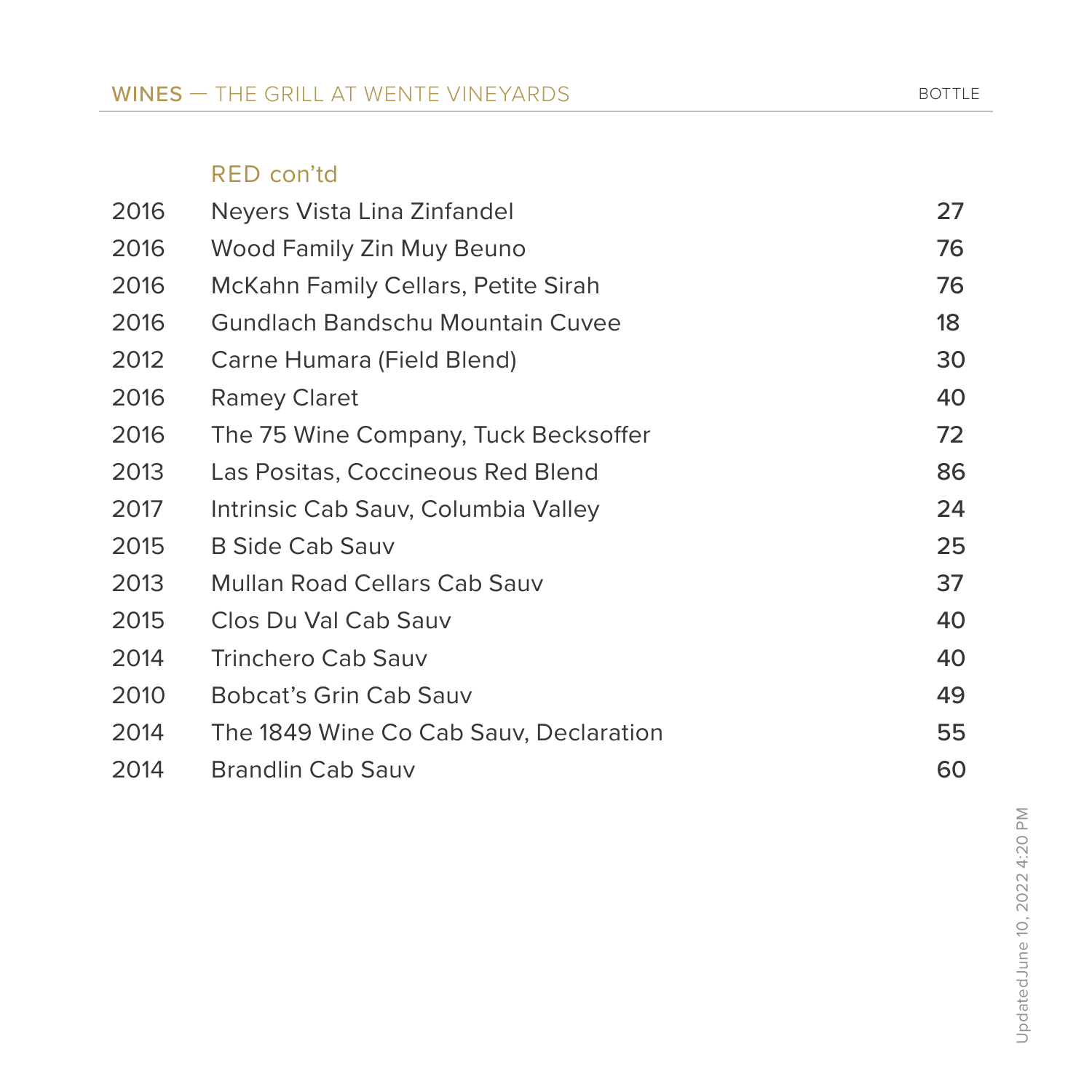## WINES — THE GRILL AT WENTE VINEYARDS

### RED con'td

| | | BOTTLE |
|---|---|---|
| 2016 | Neyers Vista Lina Zinfandel | 27 |
| 2016 | Wood Family Zin Muy Beuno | 76 |
| 2016 | McKahn Family Cellars, Petite Sirah | 76 |
| 2016 | Gundlach Bandschu Mountain Cuvee | 18 |
| 2012 | Carne Humara (Field Blend) | 30 |
| 2016 | Ramey Claret | 40 |
| 2016 | The 75 Wine Company, Tuck Becksoffer | 72 |
| 2013 | Las Positas, Coccineous Red Blend | 86 |
| 2017 | Intrinsic Cab Sauv, Columbia Valley | 24 |
| 2015 | B Side Cab Sauv | 25 |
| 2013 | Mullan Road Cellars Cab Sauv | 37 |
| 2015 | Clos Du Val Cab Sauv | 40 |
| 2014 | Trinchero Cab Sauv | 40 |
| 2010 | Bobcat's Grin Cab Sauv | 49 |
| 2014 | The 1849 Wine Co Cab Sauv, Declaration | 55 |
| 2014 | Brandlin Cab Sauv | 60 |

Updated June 10, 2022 4:20 PM